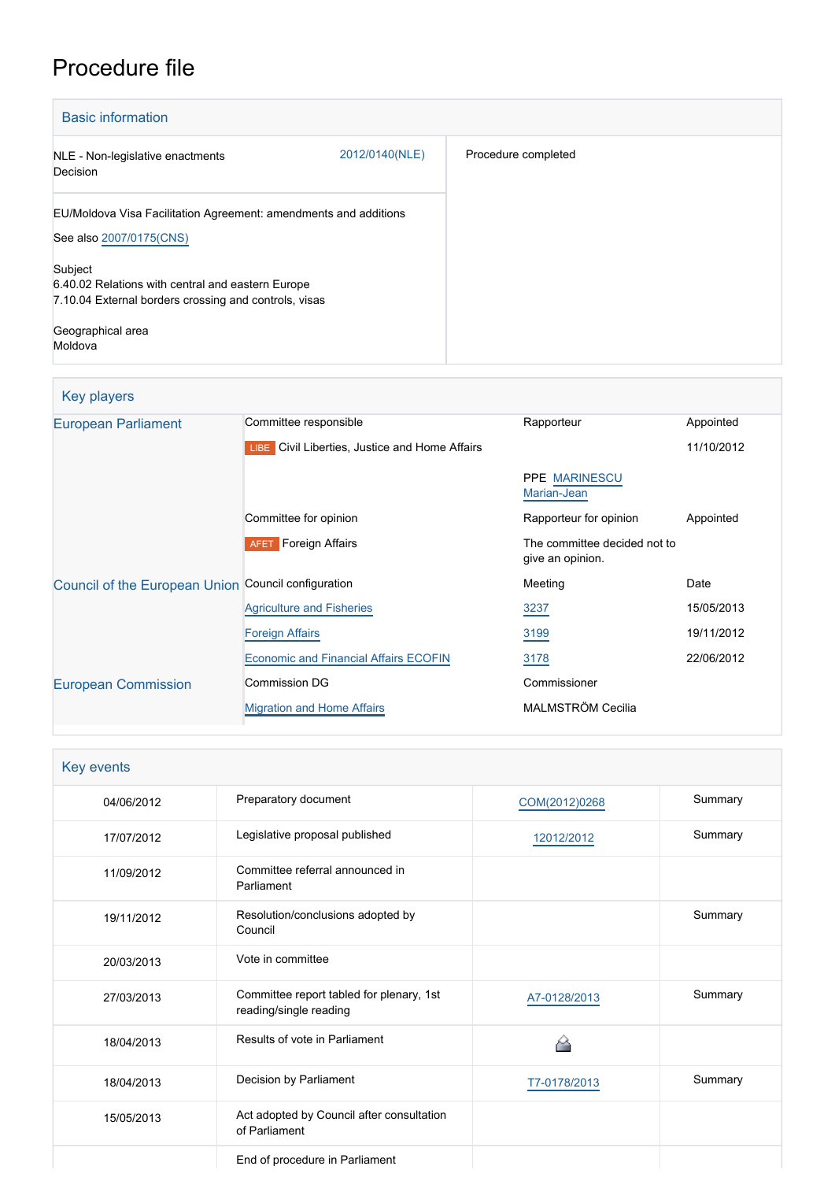# Procedure file

## Basic information

| | | |
|---|---|---|
| NLE - Non-legislative enactments<br>Decision | 2012/0140(NLE) | Procedure completed |
| EU/Moldova Visa Facilitation Agreement: amendments and additions<br><br>See also 2007/0175(CNS)<br><br>Subject<br>6.40.02 Relations with central and eastern Europe<br>7.10.04 External borders crossing and controls, visas<br><br>Geographical area<br>Moldova | | |

## Key players

| | | | |
|---|---|---|---|
| European Parliament | Committee responsible | Rapporteur | Appointed |
| | LIBE Civil Liberties, Justice and Home Affairs | | 11/10/2012 |
| | | PPE MARINESCU Marian-Jean | |
| | Committee for opinion | Rapporteur for opinion | Appointed |
| | AFET Foreign Affairs | The committee decided not to give an opinion. | |
| Council of the European Union | Council configuration | Meeting | Date |
| | Agriculture and Fisheries | 3237 | 15/05/2013 |
| | Foreign Affairs | 3199 | 19/11/2012 |
| | Economic and Financial Affairs ECOFIN | 3178 | 22/06/2012 |
| European Commission | Commission DG | Commissioner | |
| | Migration and Home Affairs | MALMSTRÖM Cecilia | |

## Key events

| | | | |
|---|---|---|---|
| 04/06/2012 | Preparatory document | COM(2012)0268 | Summary |
| 17/07/2012 | Legislative proposal published | 12012/2012 | Summary |
| 11/09/2012 | Committee referral announced in Parliament | | |
| 19/11/2012 | Resolution/conclusions adopted by Council | | Summary |
| 20/03/2013 | Vote in committee | | |
| 27/03/2013 | Committee report tabled for plenary, 1st reading/single reading | A7-0128/2013 | Summary |
| 18/04/2013 | Results of vote in Parliament | | |
| 18/04/2013 | Decision by Parliament | T7-0178/2013 | Summary |
| 15/05/2013 | Act adopted by Council after consultation of Parliament | | |
| | End of procedure in Parliament | | |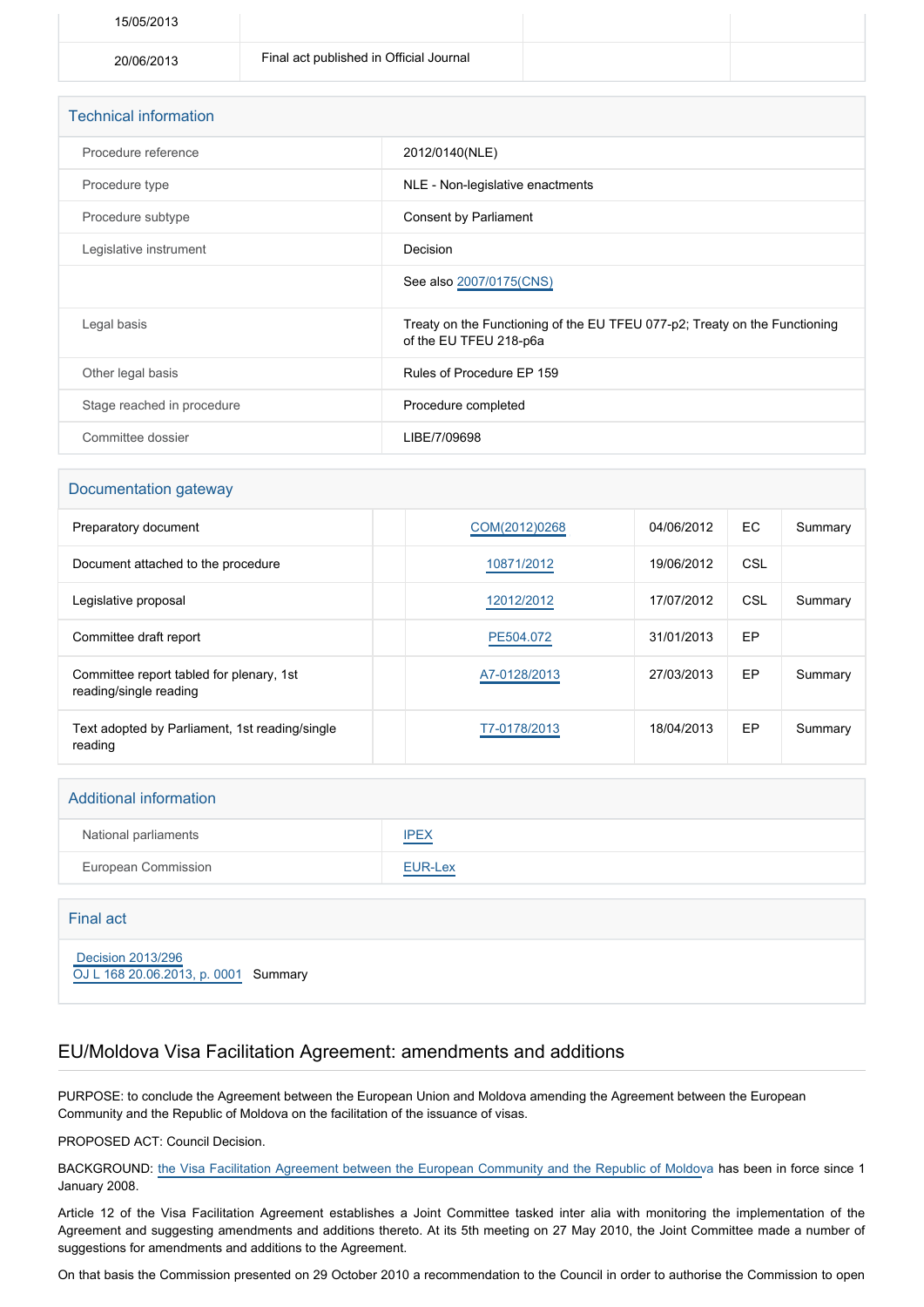| 15/05/2013 | | | |
|---|---|---|---|
| 20/06/2013 | Final act published in Official Journal | | |

## Technical information

| | |
|---|---|
| Procedure reference | 2012/0140(NLE) |
| Procedure type | NLE - Non-legislative enactments |
| Procedure subtype | Consent by Parliament |
| Legislative instrument | Decision |
| | See also 2007/0175(CNS) |
| Legal basis | Treaty on the Functioning of the EU TFEU 077-p2; Treaty on the Functioning of the EU TFEU 218-p6a |
| Other legal basis | Rules of Procedure EP 159 |
| Stage reached in procedure | Procedure completed |
| Committee dossier | LIBE/7/09698 |

## Documentation gateway

| | | | | | |
|---|---|---|---|---|---|
| Preparatory document | | COM(2012)0268 | 04/06/2012 | EC | Summary |
| Document attached to the procedure | | 10871/2012 | 19/06/2012 | CSL | |
| Legislative proposal | | 12012/2012 | 17/07/2012 | CSL | Summary |
| Committee draft report | | PE504.072 | 31/01/2013 | EP | |
| Committee report tabled for plenary, 1st reading/single reading | | A7-0128/2013 | 27/03/2013 | EP | Summary |
| Text adopted by Parliament, 1st reading/single reading | | T7-0178/2013 | 18/04/2013 | EP | Summary |

## Additional information

| | |
|---|---|
| National parliaments | IPEX |
| European Commission | EUR-Lex |

## Final act

Decision 2013/296
OJ L 168 20.06.2013, p. 0001 Summary

# EU/Moldova Visa Facilitation Agreement: amendments and additions

PURPOSE: to conclude the Agreement between the European Union and Moldova amending the Agreement between the European Community and the Republic of Moldova on the facilitation of the issuance of visas.

PROPOSED ACT: Council Decision.

BACKGROUND: the Visa Facilitation Agreement between the European Community and the Republic of Moldova has been in force since 1 January 2008.

Article 12 of the Visa Facilitation Agreement establishes a Joint Committee tasked inter alia with monitoring the implementation of the Agreement and suggesting amendments and additions thereto. At its 5th meeting on 27 May 2010, the Joint Committee made a number of suggestions for amendments and additions to the Agreement.

On that basis the Commission presented on 29 October 2010 a recommendation to the Council in order to authorise the Commission to open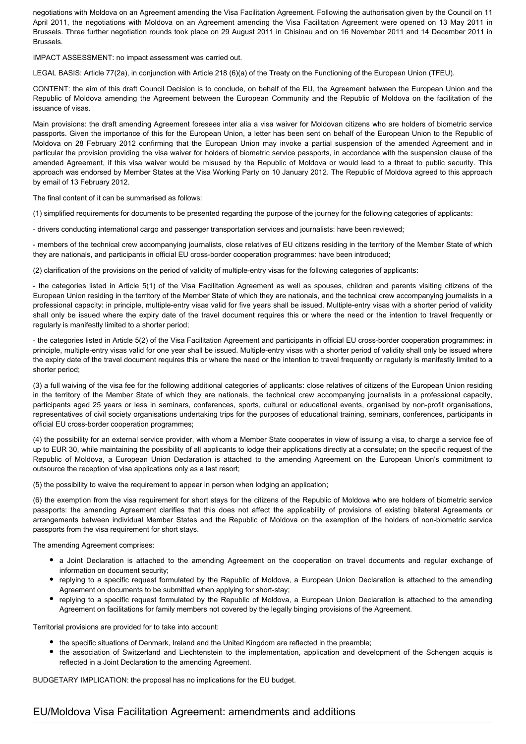negotiations with Moldova on an Agreement amending the Visa Facilitation Agreement. Following the authorisation given by the Council on 11 April 2011, the negotiations with Moldova on an Agreement amending the Visa Facilitation Agreement were opened on 13 May 2011 in Brussels. Three further negotiation rounds took place on 29 August 2011 in Chisinau and on 16 November 2011 and 14 December 2011 in Brussels.

IMPACT ASSESSMENT: no impact assessment was carried out.

LEGAL BASIS: Article 77(2a), in conjunction with Article 218 (6)(a) of the Treaty on the Functioning of the European Union (TFEU).

CONTENT: the aim of this draft Council Decision is to conclude, on behalf of the EU, the Agreement between the European Union and the Republic of Moldova amending the Agreement between the European Community and the Republic of Moldova on the facilitation of the issuance of visas.

Main provisions: the draft amending Agreement foresees inter alia a visa waiver for Moldovan citizens who are holders of biometric service passports. Given the importance of this for the European Union, a letter has been sent on behalf of the European Union to the Republic of Moldova on 28 February 2012 confirming that the European Union may invoke a partial suspension of the amended Agreement and in particular the provision providing the visa waiver for holders of biometric service passports, in accordance with the suspension clause of the amended Agreement, if this visa waiver would be misused by the Republic of Moldova or would lead to a threat to public security. This approach was endorsed by Member States at the Visa Working Party on 10 January 2012. The Republic of Moldova agreed to this approach by email of 13 February 2012.

The final content of it can be summarised as follows:

(1) simplified requirements for documents to be presented regarding the purpose of the journey for the following categories of applicants:

- drivers conducting international cargo and passenger transportation services and journalists: have been reviewed;

- members of the technical crew accompanying journalists, close relatives of EU citizens residing in the territory of the Member State of which they are nationals, and participants in official EU cross-border cooperation programmes: have been introduced;

(2) clarification of the provisions on the period of validity of multiple-entry visas for the following categories of applicants:

- the categories listed in Article 5(1) of the Visa Facilitation Agreement as well as spouses, children and parents visiting citizens of the European Union residing in the territory of the Member State of which they are nationals, and the technical crew accompanying journalists in a professional capacity: in principle, multiple-entry visas valid for five years shall be issued. Multiple-entry visas with a shorter period of validity shall only be issued where the expiry date of the travel document requires this or where the need or the intention to travel frequently or regularly is manifestly limited to a shorter period;

- the categories listed in Article 5(2) of the Visa Facilitation Agreement and participants in official EU cross-border cooperation programmes: in principle, multiple-entry visas valid for one year shall be issued. Multiple-entry visas with a shorter period of validity shall only be issued where the expiry date of the travel document requires this or where the need or the intention to travel frequently or regularly is manifestly limited to a shorter period;

(3) a full waiving of the visa fee for the following additional categories of applicants: close relatives of citizens of the European Union residing in the territory of the Member State of which they are nationals, the technical crew accompanying journalists in a professional capacity, participants aged 25 years or less in seminars, conferences, sports, cultural or educational events, organised by non-profit organisations, representatives of civil society organisations undertaking trips for the purposes of educational training, seminars, conferences, participants in official EU cross-border cooperation programmes;

(4) the possibility for an external service provider, with whom a Member State cooperates in view of issuing a visa, to charge a service fee of up to EUR 30, while maintaining the possibility of all applicants to lodge their applications directly at a consulate; on the specific request of the Republic of Moldova, a European Union Declaration is attached to the amending Agreement on the European Union's commitment to outsource the reception of visa applications only as a last resort;

(5) the possibility to waive the requirement to appear in person when lodging an application;

(6) the exemption from the visa requirement for short stays for the citizens of the Republic of Moldova who are holders of biometric service passports: the amending Agreement clarifies that this does not affect the applicability of provisions of existing bilateral Agreements or arrangements between individual Member States and the Republic of Moldova on the exemption of the holders of non-biometric service passports from the visa requirement for short stays.

The amending Agreement comprises:

- a Joint Declaration is attached to the amending Agreement on the cooperation on travel documents and regular exchange of information on document security;
- replying to a specific request formulated by the Republic of Moldova, a European Union Declaration is attached to the amending Agreement on documents to be submitted when applying for short-stay;
- replying to a specific request formulated by the Republic of Moldova, a European Union Declaration is attached to the amending Agreement on facilitations for family members not covered by the legally binging provisions of the Agreement.

Territorial provisions are provided for to take into account:

- the specific situations of Denmark, Ireland and the United Kingdom are reflected in the preamble;
- the association of Switzerland and Liechtenstein to the implementation, application and development of the Schengen acquis is reflected in a Joint Declaration to the amending Agreement.

BUDGETARY IMPLICATION: the proposal has no implications for the EU budget.

## EU/Moldova Visa Facilitation Agreement: amendments and additions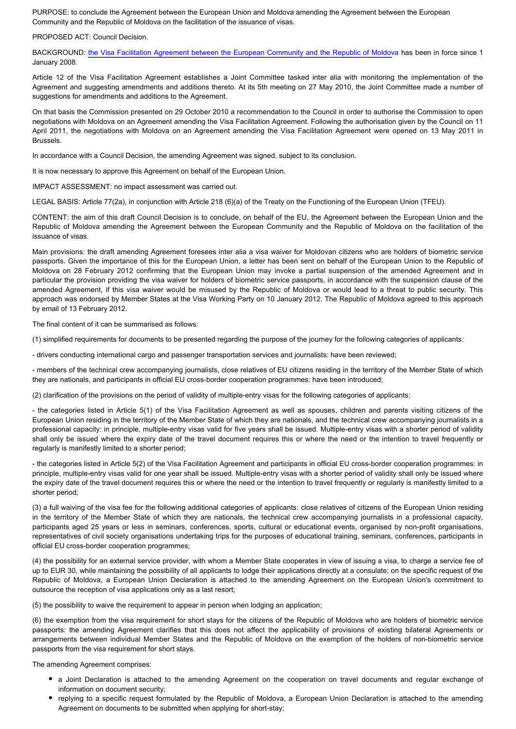PURPOSE: to conclude the Agreement between the European Union and Moldova amending the Agreement between the European Community and the Republic of Moldova on the facilitation of the issuance of visas.

PROPOSED ACT: Council Decision.

BACKGROUND: [the Visa Facilitation Agreement between the European Community and the Republic of Moldova] has been in force since 1 January 2008.

Article 12 of the Visa Facilitation Agreement establishes a Joint Committee tasked inter alia with monitoring the implementation of the Agreement and suggesting amendments and additions thereto. At its 5th meeting on 27 May 2010, the Joint Committee made a number of suggestions for amendments and additions to the Agreement.

On that basis the Commission presented on 29 October 2010 a recommendation to the Council in order to authorise the Commission to open negotiations with Moldova on an Agreement amending the Visa Facilitation Agreement. Following the authorisation given by the Council on 11 April 2011, the negotiations with Moldova on an Agreement amending the Visa Facilitation Agreement were opened on 13 May 2011 in Brussels.

In accordance with a Council Decision, the amending Agreement was signed, subject to its conclusion.

It is now necessary to approve this Agreement on behalf of the European Union.

IMPACT ASSESSMENT: no impact assessment was carried out.

LEGAL BASIS: Article 77(2a), in conjunction with Article 218 (6)(a) of the Treaty on the Functioning of the European Union (TFEU).

CONTENT: the aim of this draft Council Decision is to conclude, on behalf of the EU, the Agreement between the European Union and the Republic of Moldova amending the Agreement between the European Community and the Republic of Moldova on the facilitation of the issuance of visas.

Main provisions: the draft amending Agreement foresees inter alia a visa waiver for Moldovan citizens who are holders of biometric service passports. Given the importance of this for the European Union, a letter has been sent on behalf of the European Union to the Republic of Moldova on 28 February 2012 confirming that the European Union may invoke a partial suspension of the amended Agreement and in particular the provision providing the visa waiver for holders of biometric service passports, in accordance with the suspension clause of the amended Agreement, if this visa waiver would be misused by the Republic of Moldova or would lead to a threat to public security. This approach was endorsed by Member States at the Visa Working Party on 10 January 2012. The Republic of Moldova agreed to this approach by email of 13 February 2012.

The final content of it can be summarised as follows:

(1) simplified requirements for documents to be presented regarding the purpose of the journey for the following categories of applicants:

- drivers conducting international cargo and passenger transportation services and journalists: have been reviewed;

- members of the technical crew accompanying journalists, close relatives of EU citizens residing in the territory of the Member State of which they are nationals, and participants in official EU cross-border cooperation programmes: have been introduced;

(2) clarification of the provisions on the period of validity of multiple-entry visas for the following categories of applicants:

- the categories listed in Article 5(1) of the Visa Facilitation Agreement as well as spouses, children and parents visiting citizens of the European Union residing in the territory of the Member State of which they are nationals, and the technical crew accompanying journalists in a professional capacity: in principle, multiple-entry visas valid for five years shall be issued. Multiple-entry visas with a shorter period of validity shall only be issued where the expiry date of the travel document requires this or where the need or the intention to travel frequently or regularly is manifestly limited to a shorter period;

- the categories listed in Article 5(2) of the Visa Facilitation Agreement and participants in official EU cross-border cooperation programmes: in principle, multiple-entry visas valid for one year shall be issued. Multiple-entry visas with a shorter period of validity shall only be issued where the expiry date of the travel document requires this or where the need or the intention to travel frequently or regularly is manifestly limited to a shorter period;

(3) a full waiving of the visa fee for the following additional categories of applicants: close relatives of citizens of the European Union residing in the territory of the Member State of which they are nationals, the technical crew accompanying journalists in a professional capacity, participants aged 25 years or less in seminars, conferences, sports, cultural or educational events, organised by non-profit organisations, representatives of civil society organisations undertaking trips for the purposes of educational training, seminars, conferences, participants in official EU cross-border cooperation programmes;

(4) the possibility for an external service provider, with whom a Member State cooperates in view of issuing a visa, to charge a service fee of up to EUR 30, while maintaining the possibility of all applicants to lodge their applications directly at a consulate; on the specific request of the Republic of Moldova, a European Union Declaration is attached to the amending Agreement on the European Union's commitment to outsource the reception of visa applications only as a last resort;

(5) the possibility to waive the requirement to appear in person when lodging an application;

(6) the exemption from the visa requirement for short stays for the citizens of the Republic of Moldova who are holders of biometric service passports: the amending Agreement clarifies that this does not affect the applicability of provisions of existing bilateral Agreements or arrangements between individual Member States and the Republic of Moldova on the exemption of the holders of non-biometric service passports from the visa requirement for short stays.

The amending Agreement comprises:

- a Joint Declaration is attached to the amending Agreement on the cooperation on travel documents and regular exchange of information on document security;
- replying to a specific request formulated by the Republic of Moldova, a European Union Declaration is attached to the amending Agreement on documents to be submitted when applying for short-stay;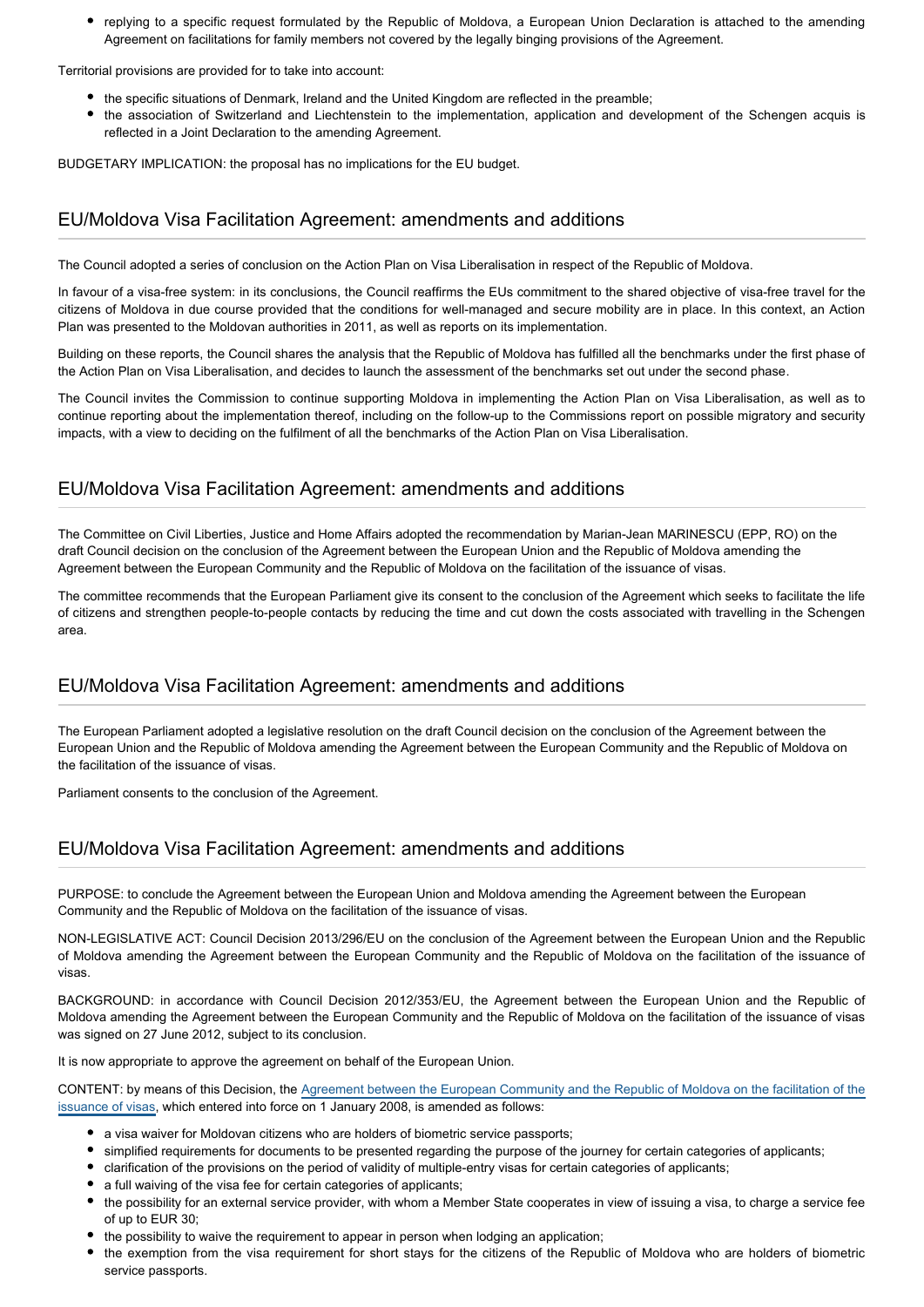- replying to a specific request formulated by the Republic of Moldova, a European Union Declaration is attached to the amending Agreement on facilitations for family members not covered by the legally binging provisions of the Agreement.

Territorial provisions are provided for to take into account:

- the specific situations of Denmark, Ireland and the United Kingdom are reflected in the preamble;
- the association of Switzerland and Liechtenstein to the implementation, application and development of the Schengen acquis is reflected in a Joint Declaration to the amending Agreement.

BUDGETARY IMPLICATION: the proposal has no implications for the EU budget.

## EU/Moldova Visa Facilitation Agreement: amendments and additions

The Council adopted a series of conclusion on the Action Plan on Visa Liberalisation in respect of the Republic of Moldova.

In favour of a visa-free system: in its conclusions, the Council reaffirms the EUs commitment to the shared objective of visa-free travel for the citizens of Moldova in due course provided that the conditions for well-managed and secure mobility are in place. In this context, an Action Plan was presented to the Moldovan authorities in 2011, as well as reports on its implementation.

Building on these reports, the Council shares the analysis that the Republic of Moldova has fulfilled all the benchmarks under the first phase of the Action Plan on Visa Liberalisation, and decides to launch the assessment of the benchmarks set out under the second phase.

The Council invites the Commission to continue supporting Moldova in implementing the Action Plan on Visa Liberalisation, as well as to continue reporting about the implementation thereof, including on the follow-up to the Commissions report on possible migratory and security impacts, with a view to deciding on the fulfilment of all the benchmarks of the Action Plan on Visa Liberalisation.

## EU/Moldova Visa Facilitation Agreement: amendments and additions

The Committee on Civil Liberties, Justice and Home Affairs adopted the recommendation by Marian-Jean MARINESCU (EPP, RO) on the draft Council decision on the conclusion of the Agreement between the European Union and the Republic of Moldova amending the Agreement between the European Community and the Republic of Moldova on the facilitation of the issuance of visas.

The committee recommends that the European Parliament give its consent to the conclusion of the Agreement which seeks to facilitate the life of citizens and strengthen people-to-people contacts by reducing the time and cut down the costs associated with travelling in the Schengen area.

## EU/Moldova Visa Facilitation Agreement: amendments and additions

The European Parliament adopted a legislative resolution on the draft Council decision on the conclusion of the Agreement between the European Union and the Republic of Moldova amending the Agreement between the European Community and the Republic of Moldova on the facilitation of the issuance of visas.

Parliament consents to the conclusion of the Agreement.

## EU/Moldova Visa Facilitation Agreement: amendments and additions

PURPOSE: to conclude the Agreement between the European Union and Moldova amending the Agreement between the European Community and the Republic of Moldova on the facilitation of the issuance of visas.

NON-LEGISLATIVE ACT: Council Decision 2013/296/EU on the conclusion of the Agreement between the European Union and the Republic of Moldova amending the Agreement between the European Community and the Republic of Moldova on the facilitation of the issuance of visas.

BACKGROUND: in accordance with Council Decision 2012/353/EU, the Agreement between the European Union and the Republic of Moldova amending the Agreement between the European Community and the Republic of Moldova on the facilitation of the issuance of visas was signed on 27 June 2012, subject to its conclusion.

It is now appropriate to approve the agreement on behalf of the European Union.

CONTENT: by means of this Decision, the Agreement between the European Community and the Republic of Moldova on the facilitation of the issuance of visas, which entered into force on 1 January 2008, is amended as follows:

- a visa waiver for Moldovan citizens who are holders of biometric service passports;
- simplified requirements for documents to be presented regarding the purpose of the journey for certain categories of applicants;
- clarification of the provisions on the period of validity of multiple-entry visas for certain categories of applicants;
- a full waiving of the visa fee for certain categories of applicants;
- the possibility for an external service provider, with whom a Member State cooperates in view of issuing a visa, to charge a service fee of up to EUR 30;
- the possibility to waive the requirement to appear in person when lodging an application;
- the exemption from the visa requirement for short stays for the citizens of the Republic of Moldova who are holders of biometric service passports.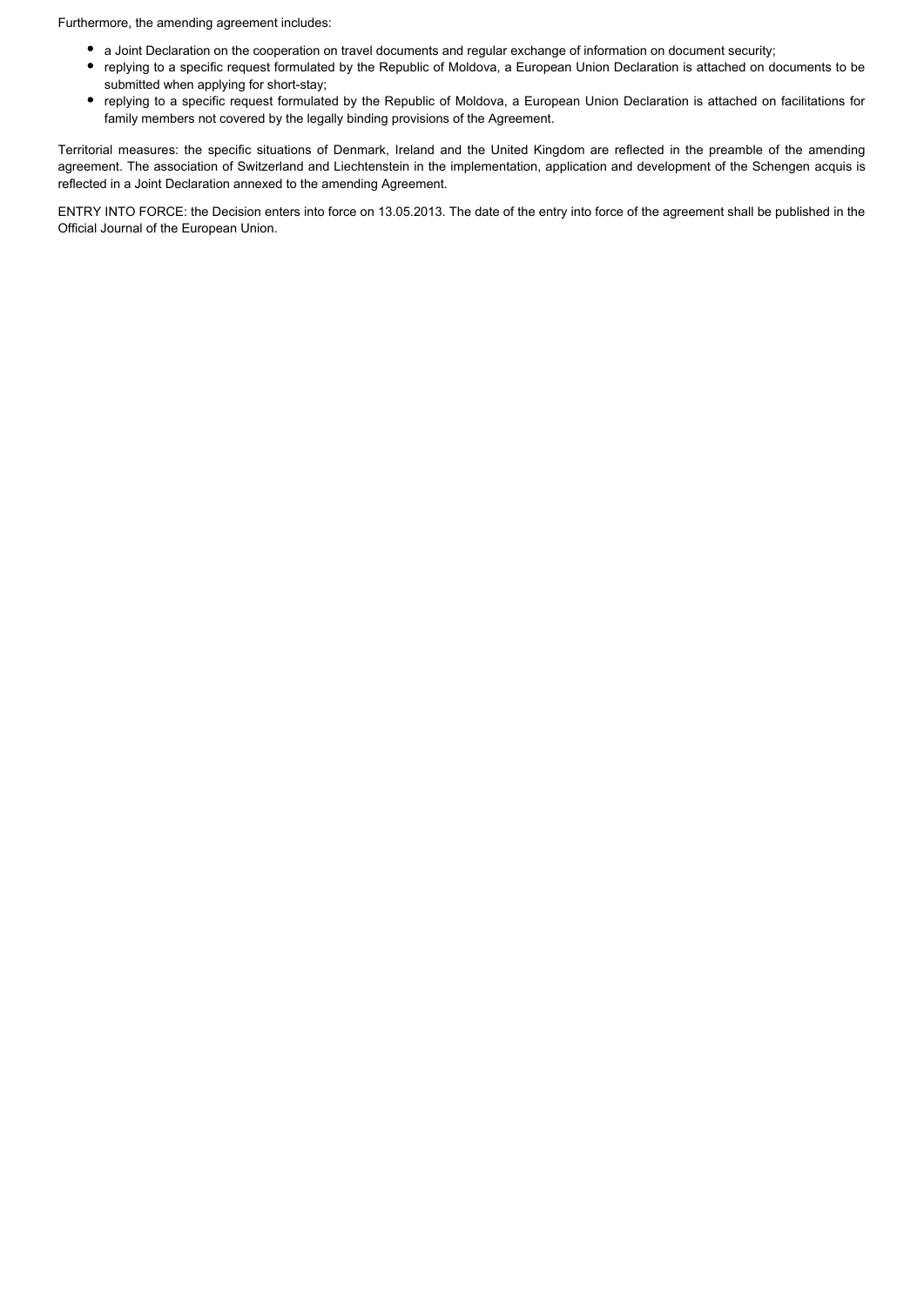Furthermore, the amending agreement includes:

- a Joint Declaration on the cooperation on travel documents and regular exchange of information on document security;
- replying to a specific request formulated by the Republic of Moldova, a European Union Declaration is attached on documents to be submitted when applying for short-stay;
- replying to a specific request formulated by the Republic of Moldova, a European Union Declaration is attached on facilitations for family members not covered by the legally binding provisions of the Agreement.

Territorial measures: the specific situations of Denmark, Ireland and the United Kingdom are reflected in the preamble of the amending agreement. The association of Switzerland and Liechtenstein in the implementation, application and development of the Schengen acquis is reflected in a Joint Declaration annexed to the amending Agreement.

ENTRY INTO FORCE: the Decision enters into force on 13.05.2013. The date of the entry into force of the agreement shall be published in the Official Journal of the European Union.